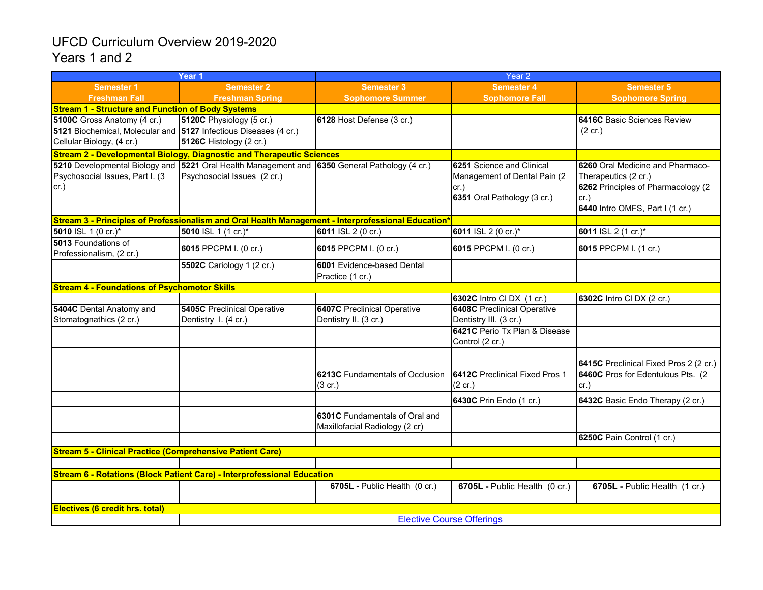# UFCD Curriculum Overview 2019-2020

## Years 1 and 2

| Year 1 | | Year 2 | | |
|---|---|---|---|---|
| **Semester 1** | **Semester 2** | **Semester 3** | **Semester 4** | **Semester 5** |
| **Freshman Fall** | **Freshman Spring** | **Sophomore Summer** | **Sophomore Fall** | **Sophomore Spring** |
| **Stream 1 - Structure and Function of Body Systems** | | | | |
| **5100C** Gross Anatomy (4 cr.)<br>**5121** Biochemical, Molecular and Cellular Biology, (4 cr.) | **5120C** Physiology (5 cr.)<br>**5127** Infectious Diseases (4 cr.)<br>**5126C** Histology (2 cr.) | **6128** Host Defense (3 cr.) | | **6416C** Basic Sciences Review (2 cr.) |
| **Stream 2 - Developmental Biology, Diagnostic and Therapeutic Sciences** | | | | |
| **5210** Developmental Biology and Psychosocial Issues, Part I. (3 cr.) | **5221** Oral Health Management and Psychosocial Issues (2 cr.) | **6350** General Pathology (4 cr.) | **6251** Science and Clinical Management of Dental Pain (2 cr.)<br>**6351** Oral Pathology (3 cr.) | **6260** Oral Medicine and Pharmaco-Therapeutics (2 cr.)<br>**6262** Principles of Pharmacology (2 cr.)<br>**6440** Intro OMFS, Part I (1 cr.) |
| **Stream 3 - Principles of Professionalism and Oral Health Management - Interprofessional Education*** | | | | |
| **5010** ISL 1 (0 cr.)* | **5010** ISL 1 (1 cr.)* | **6011** ISL 2 (0 cr.) | **6011** ISL 2 (0 cr.)* | **6011** ISL 2 (1 cr.)* |
| **5013** Foundations of Professionalism, (2 cr.) | **6015** PPCPM I. (0 cr.) | **6015** PPCPM I. (0 cr.) | **6015** PPCPM I. (0 cr.) | **6015** PPCPM I. (1 cr.) |
| | **5502C** Cariology 1 (2 cr.) | **6001** Evidence-based Dental Practice (1 cr.) | | |
| **Stream 4 - Foundations of Psychomotor Skills** | | | | |
| | | | **6302C** Intro Cl DX (1 cr.) | **6302C** Intro Cl DX (2 cr.) |
| **5404C** Dental Anatomy and Stomatognathics (2 cr.) | **5405C** Preclinical Operative Dentistry I. (4 cr.) | **6407C** Preclinical Operative Dentistry II. (3 cr.) | **6408C** Preclinical Operative Dentistry III. (3 cr.) | |
| | | | **6421C** Perio Tx Plan & Disease Control (2 cr.) | |
| | | **6213C** Fundamentals of Occlusion (3 cr.) | **6412C** Preclinical Fixed Pros 1 (2 cr.) | **6415C** Preclinical Fixed Pros 2 (2 cr.)<br>**6460C** Pros for Edentulous Pts. (2 cr.) |
| | | | **6430C** Prin Endo (1 cr.) | **6432C** Basic Endo Therapy (2 cr.) |
| | | **6301C** Fundamentals of Oral and Maxillofacial Radiology (2 cr) | | |
| | | | | **6250C** Pain Control (1 cr.) |
| **Stream 5 - Clinical Practice (Comprehensive Patient Care)** | | | | |
| | | | | |
| **Stream 6 - Rotations (Block Patient Care) - Interprofessional Education** | | | | |
| | | **6705L -** Public Health (0 cr.) | **6705L -** Public Health (0 cr.) | **6705L -** Public Health (1 cr.) |
| **Electives (6 credit hrs. total)** | | | | |
| | Elective Course Offerings | | | |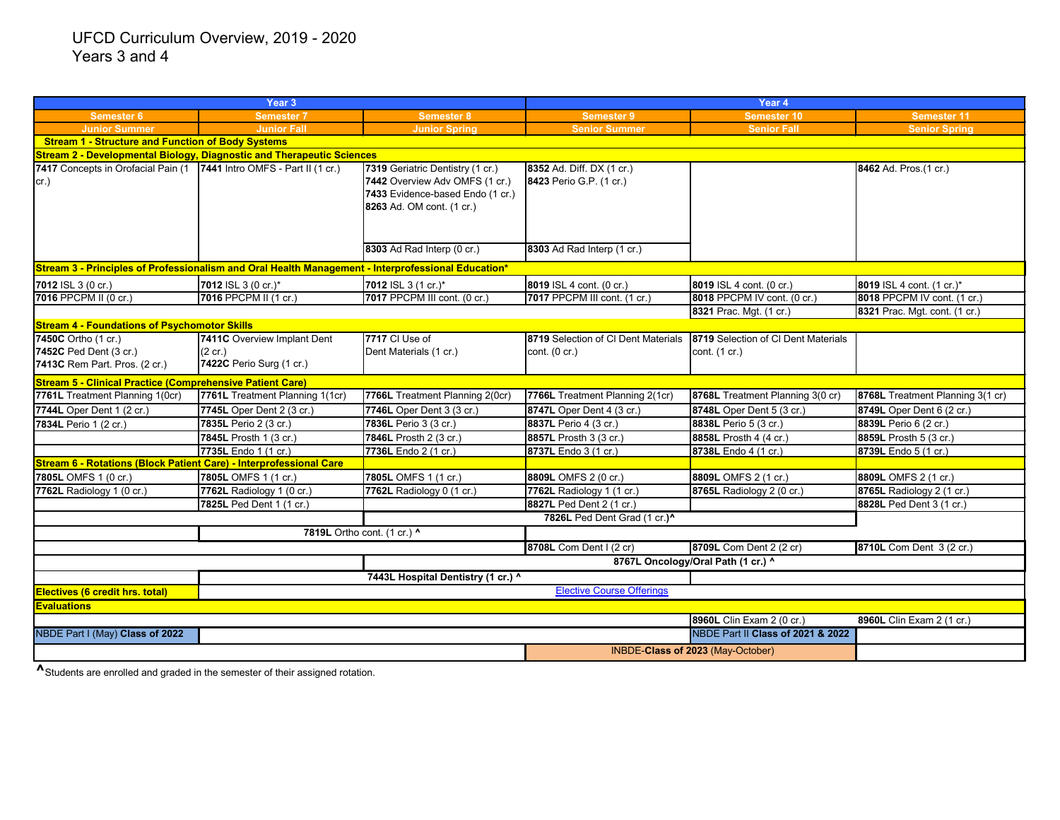# UFCD Curriculum Overview, 2019 - 2020
Years 3 and 4

| Year 3 | | | Year 4 | | |
|---|---|---|---|---|---|
| Semester 6 | Semester 7 | Semester 8 | Semester 9 | Semester 10 | Semester 11 |
| Junior Summer | Junior Fall | Junior Spring | Senior Summer | Senior Fall | Senior Spring |
| **Stream 1 - Structure and Function of Body Systems** | | | | | |
| **Stream 2 - Developmental Biology, Diagnostic and Therapeutic Sciences** | | | | | |
| **7417** Concepts in Orofacial Pain (1 cr.) | **7441** Intro OMFS - Part II (1 cr.) | **7319** Geriatric Dentistry (1 cr.)<br>**7442** Overview Adv OMFS (1 cr.)<br>**7433** Evidence-based Endo (1 cr.)<br>**8263** Ad. OM cont. (1 cr.) | **8352** Ad. Diff. DX (1 cr.)<br>**8423** Perio G.P. (1 cr.) | | **8462** Ad. Pros.(1 cr.) |
| | | **8303** Ad Rad Interp (0 cr.) | **8303** Ad Rad Interp (1 cr.) | | |
| **Stream 3 - Principles of Professionalism and Oral Health Management - Interprofessional Education*** | | | | | |
| **7012** ISL 3 (0 cr.) | **7012** ISL 3 (0 cr.)* | **7012** ISL 3 (1 cr.)* | **8019** ISL 4 cont. (0 cr.) | **8019** ISL 4 cont. (0 cr.) | **8019** ISL 4 cont. (1 cr.)* |
| **7016** PPCPM II (0 cr.) | **7016** PPCPM II (1 cr.) | **7017** PPCPM III cont. (0 cr.) | **7017** PPCPM III cont. (1 cr.) | **8018** PPCPM IV cont. (0 cr.) | **8018** PPCPM IV cont. (1 cr.) |
| | | | | **8321** Prac. Mgt. (1 cr.) | **8321** Prac. Mgt. cont. (1 cr.) |
| **Stream 4 - Foundations of Psychomotor Skills** | | | | | |
| **7450C** Ortho (1 cr.)<br>**7452C** Ped Dent (3 cr.)<br>**7413C** Rem Part. Pros. (2 cr.) | **7411C** Overview Implant Dent (2 cr.)<br>**7422C** Perio Surg (1 cr.) | **7717** Cl Use of Dent Materials (1 cr.) | **8719** Selection of Cl Dent Materials cont. (0 cr.) | **8719** Selection of Cl Dent Materials cont. (1 cr.) | |
| **Stream 5 - Clinical Practice (Comprehensive Patient Care)** | | | | | |
| **7761L** Treatment Planning 1(0cr) | **7761L** Treatment Planning 1(1cr) | **7766L** Treatment Planning 2(0cr) | **7766L** Treatment Planning 2(1cr) | **8768L** Treatment Planning 3(0 cr) | **8768L** Treatment Planning 3(1 cr) |
| **7744L** Oper Dent 1 (2 cr.) | **7745L** Oper Dent 2 (3 cr.) | **7746L** Oper Dent 3 (3 cr.) | **8747L** Oper Dent 4 (3 cr.) | **8748L** Oper Dent 5 (3 cr.) | **8749L** Oper Dent 6 (2 cr.) |
| **7834L** Perio 1 (2 cr.) | **7835L** Perio 2 (3 cr.) | **7836L** Perio 3 (3 cr.) | **8837L** Perio 4 (3 cr.) | **8838L** Perio 5 (3 cr.) | **8839L** Perio 6 (2 cr.) |
| | **7845L** Prosth 1 (3 cr.) | **7846L** Prosth 2 (3 cr.) | **8857L** Prosth 3 (3 cr.) | **8858L** Prosth 4 (4 cr.) | **8859L** Prosth 5 (3 cr.) |
| | **7735L** Endo 1 (1 cr.) | **7736L** Endo 2 (1 cr.) | **8737L** Endo 3 (1 cr.) | **8738L** Endo 4 (1 cr.) | **8739L** Endo 5 (1 cr.) |
| **Stream 6 - Rotations (Block Patient Care) - Interprofessional Care** | | | | | |
| **7805L** OMFS 1 (0 cr.) | **7805L** OMFS 1 (1 cr.) | **7805L** OMFS 1 (1 cr.) | **8809L** OMFS 2 (0 cr.) | **8809L** OMFS 2 (1 cr.) | **8809L** OMFS 2 (1 cr.) |
| **7762L** Radiology 1 (0 cr.) | **7762L** Radiology 1 (0 cr.) | **7762L** Radiology 0 (1 cr.) | **7762L** Radiology 1 (1 cr.) | **8765L** Radiology 2 (0 cr.) | **8765L** Radiology 2 (1 cr.) |
| | **7825L** Ped Dent 1 (1 cr.) | | **8827L** Ped Dent 2 (1 cr.) | | **8828L** Ped Dent 3 (1 cr.) |
| | | **7826L** Ped Dent Grad (1 cr.)^ | | | |
| | **7819L** Ortho cont. (1 cr.) ^ | | | | |
| | | | **8708L** Com Dent I (2 cr) | **8709L** Com Dent 2 (2 cr) | **8710L** Com Dent 3 (2 cr.) |
| | | **8767L Oncology/Oral Path (1 cr.) ^** | | | |
| | **7443L Hospital Dentistry (1 cr.) ^** | | | | |
| **Electives (6 credit hrs. total)** | Elective Course Offerings | | | | |
| **Evaluations** | | | | | |
| | | | | **8960L** Clin Exam 2 (0 cr.) | **8960L** Clin Exam 2 (1 cr.) |
| NBDE Part I (May) **Class of 2022** | | | | NBDE Part II **Class of 2021 & 2022** | |
| | | | INBDE-**Class of 2023** (May-October) | | |

**^**Students are enrolled and graded in the semester of their assigned rotation.